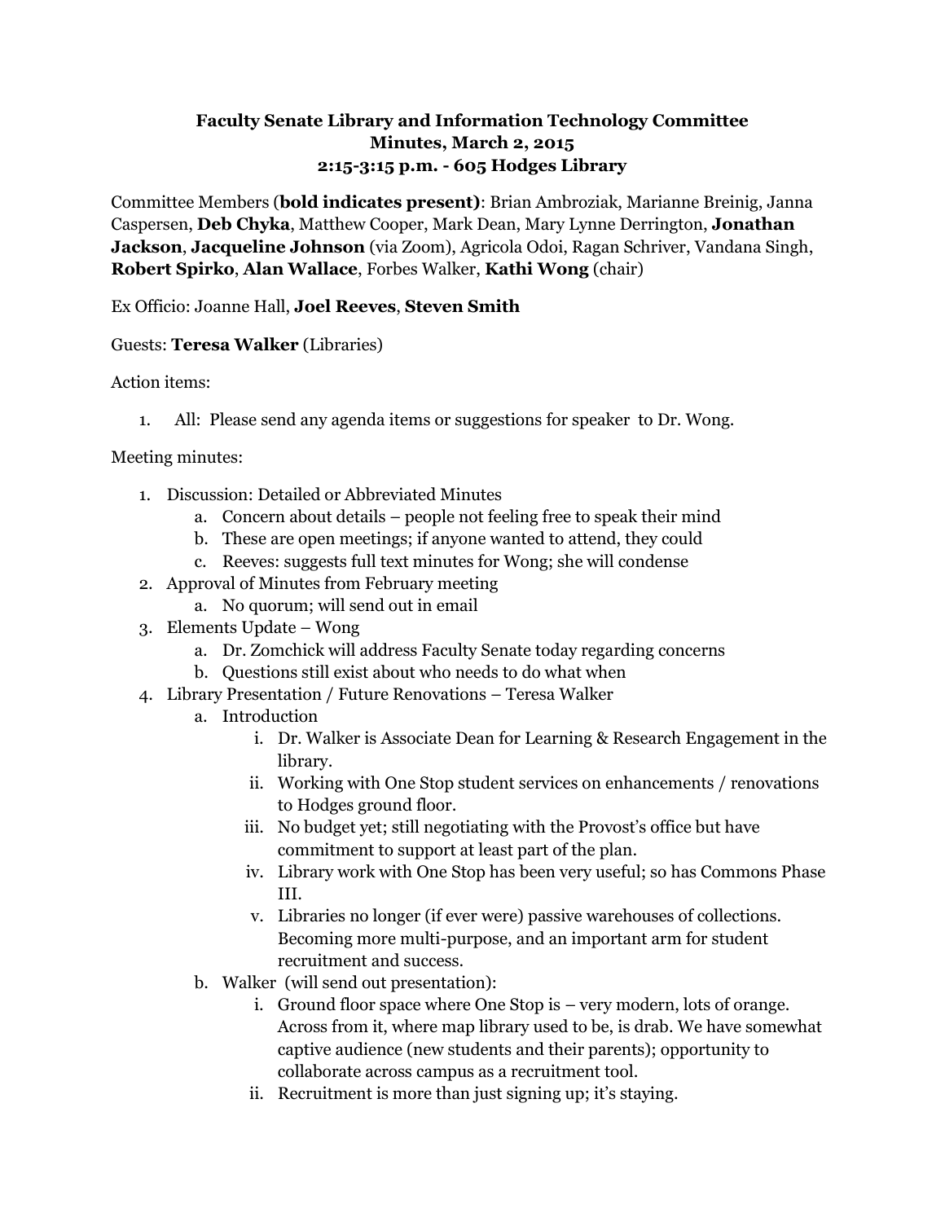**Faculty Senate Library and Information Technology Committee**
**Minutes, March 2, 2015**
**2:15-3:15 p.m. - 605 Hodges Library**

Committee Members (**bold indicates present)**: Brian Ambroziak, Marianne Breinig, Janna Caspersen, **Deb Chyka**, Matthew Cooper, Mark Dean, Mary Lynne Derrington, **Jonathan Jackson**, **Jacqueline Johnson** (via Zoom), Agricola Odoi, Ragan Schriver, Vandana Singh, **Robert Spirko**, **Alan Wallace**, Forbes Walker, **Kathi Wong** (chair)

Ex Officio: Joanne Hall, **Joel Reeves**, **Steven Smith**

Guests: **Teresa Walker** (Libraries)

Action items:

1. All: Please send any agenda items or suggestions for speaker to Dr. Wong.

Meeting minutes:

1. Discussion: Detailed or Abbreviated Minutes
    a. Concern about details – people not feeling free to speak their mind
    b. These are open meetings; if anyone wanted to attend, they could
    c. Reeves: suggests full text minutes for Wong; she will condense
2. Approval of Minutes from February meeting
    a. No quorum; will send out in email
3. Elements Update – Wong
    a. Dr. Zomchick will address Faculty Senate today regarding concerns
    b. Questions still exist about who needs to do what when
4. Library Presentation / Future Renovations – Teresa Walker
    a. Introduction
        i. Dr. Walker is Associate Dean for Learning & Research Engagement in the library.
        ii. Working with One Stop student services on enhancements / renovations to Hodges ground floor.
        iii. No budget yet; still negotiating with the Provost's office but have commitment to support at least part of the plan.
        iv. Library work with One Stop has been very useful; so has Commons Phase III.
        v. Libraries no longer (if ever were) passive warehouses of collections. Becoming more multi-purpose, and an important arm for student recruitment and success.
    b. Walker (will send out presentation):
        i. Ground floor space where One Stop is – very modern, lots of orange. Across from it, where map library used to be, is drab. We have somewhat captive audience (new students and their parents); opportunity to collaborate across campus as a recruitment tool.
        ii. Recruitment is more than just signing up; it's staying.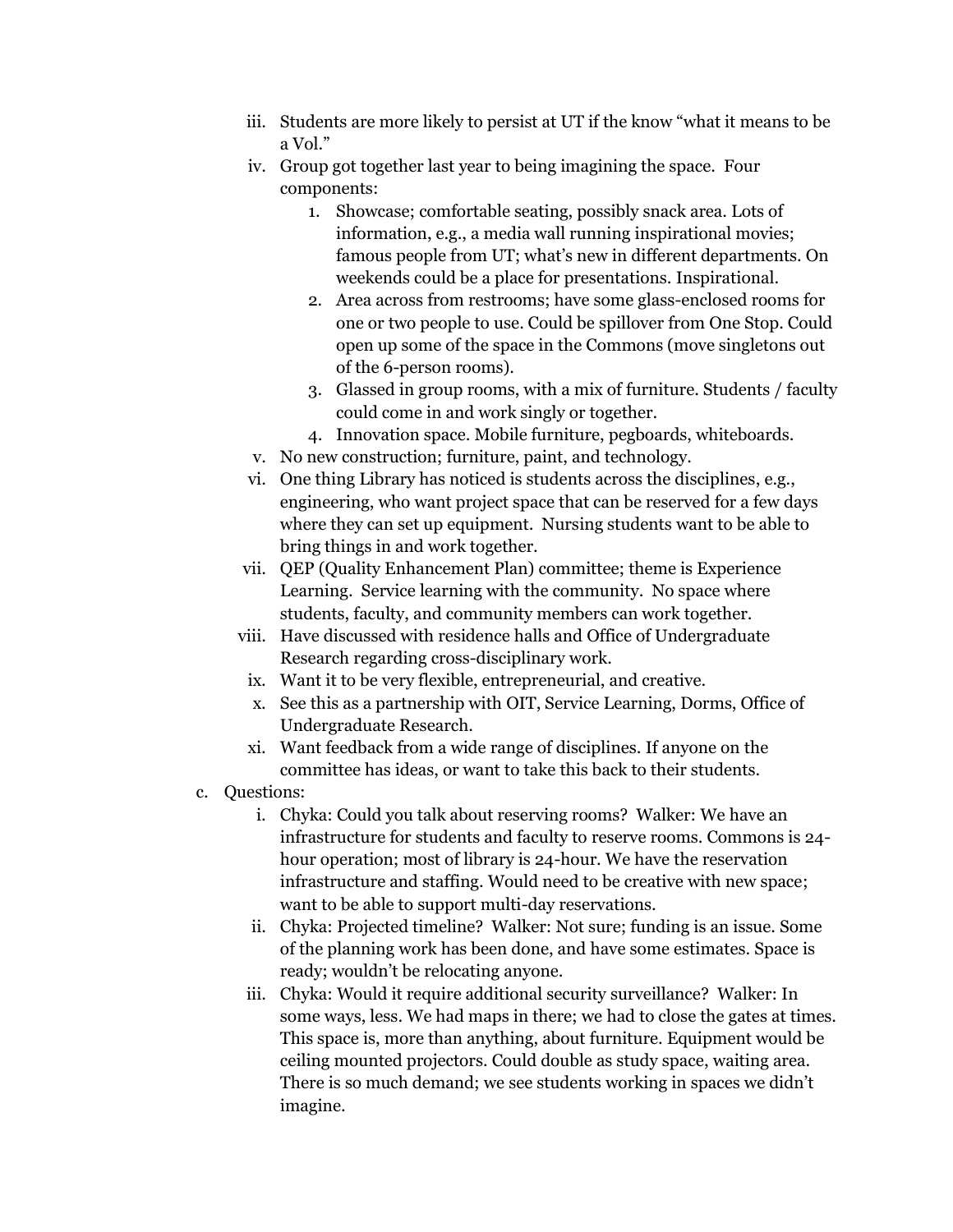iii. Students are more likely to persist at UT if the know "what it means to be a Vol."

   iv. Group got together last year to being imagining the space. Four components:

      1. Showcase; comfortable seating, possibly snack area. Lots of information, e.g., a media wall running inspirational movies; famous people from UT; what's new in different departments. On weekends could be a place for presentations. Inspirational.
      2. Area across from restrooms; have some glass-enclosed rooms for one or two people to use. Could be spillover from One Stop. Could open up some of the space in the Commons (move singletons out of the 6-person rooms).
      3. Glassed in group rooms, with a mix of furniture. Students / faculty could come in and work singly or together.
      4. Innovation space. Mobile furniture, pegboards, whiteboards.

   v. No new construction; furniture, paint, and technology.

   vi. One thing Library has noticed is students across the disciplines, e.g., engineering, who want project space that can be reserved for a few days where they can set up equipment. Nursing students want to be able to bring things in and work together.

   vii. QEP (Quality Enhancement Plan) committee; theme is Experience Learning. Service learning with the community. No space where students, faculty, and community members can work together.

   viii. Have discussed with residence halls and Office of Undergraduate Research regarding cross-disciplinary work.

   ix. Want it to be very flexible, entrepreneurial, and creative.

   x. See this as a partnership with OIT, Service Learning, Dorms, Office of Undergraduate Research.

   xi. Want feedback from a wide range of disciplines. If anyone on the committee has ideas, or want to take this back to their students.

c. Questions:

   i. Chyka: Could you talk about reserving rooms? Walker: We have an infrastructure for students and faculty to reserve rooms. Commons is 24-hour operation; most of library is 24-hour. We have the reservation infrastructure and staffing. Would need to be creative with new space; want to be able to support multi-day reservations.

   ii. Chyka: Projected timeline? Walker: Not sure; funding is an issue. Some of the planning work has been done, and have some estimates. Space is ready; wouldn't be relocating anyone.

   iii. Chyka: Would it require additional security surveillance? Walker: In some ways, less. We had maps in there; we had to close the gates at times. This space is, more than anything, about furniture. Equipment would be ceiling mounted projectors. Could double as study space, waiting area. There is so much demand; we see students working in spaces we didn't imagine.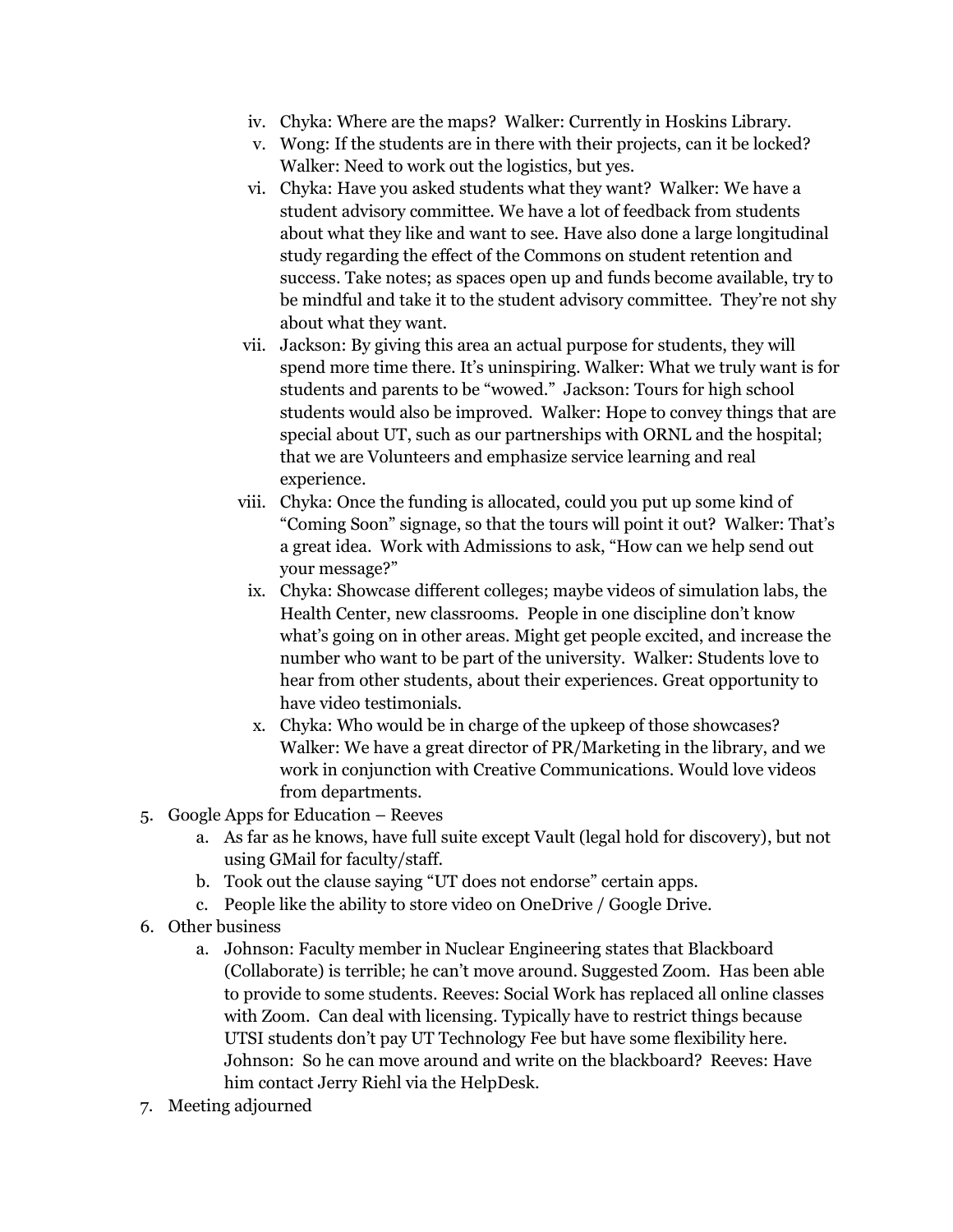iv. Chyka: Where are the maps? Walker: Currently in Hoskins Library.
   v. Wong: If the students are in there with their projects, can it be locked? Walker: Need to work out the logistics, but yes.
   vi. Chyka: Have you asked students what they want? Walker: We have a student advisory committee. We have a lot of feedback from students about what they like and want to see. Have also done a large longitudinal study regarding the effect of the Commons on student retention and success. Take notes; as spaces open up and funds become available, try to be mindful and take it to the student advisory committee. They're not shy about what they want.
   vii. Jackson: By giving this area an actual purpose for students, they will spend more time there. It's uninspiring. Walker: What we truly want is for students and parents to be "wowed." Jackson: Tours for high school students would also be improved. Walker: Hope to convey things that are special about UT, such as our partnerships with ORNL and the hospital; that we are Volunteers and emphasize service learning and real experience.
   viii. Chyka: Once the funding is allocated, could you put up some kind of "Coming Soon" signage, so that the tours will point it out? Walker: That's a great idea. Work with Admissions to ask, "How can we help send out your message?"
   ix. Chyka: Showcase different colleges; maybe videos of simulation labs, the Health Center, new classrooms. People in one discipline don't know what's going on in other areas. Might get people excited, and increase the number who want to be part of the university. Walker: Students love to hear from other students, about their experiences. Great opportunity to have video testimonials.
   x. Chyka: Who would be in charge of the upkeep of those showcases? Walker: We have a great director of PR/Marketing in the library, and we work in conjunction with Creative Communications. Would love videos from departments.

5. Google Apps for Education – Reeves
   a. As far as he knows, have full suite except Vault (legal hold for discovery), but not using GMail for faculty/staff.
   b. Took out the clause saying "UT does not endorse" certain apps.
   c. People like the ability to store video on OneDrive / Google Drive.
6. Other business
   a. Johnson: Faculty member in Nuclear Engineering states that Blackboard (Collaborate) is terrible; he can't move around. Suggested Zoom. Has been able to provide to some students. Reeves: Social Work has replaced all online classes with Zoom. Can deal with licensing. Typically have to restrict things because UTSI students don't pay UT Technology Fee but have some flexibility here. Johnson: So he can move around and write on the blackboard? Reeves: Have him contact Jerry Riehl via the HelpDesk.
7. Meeting adjourned